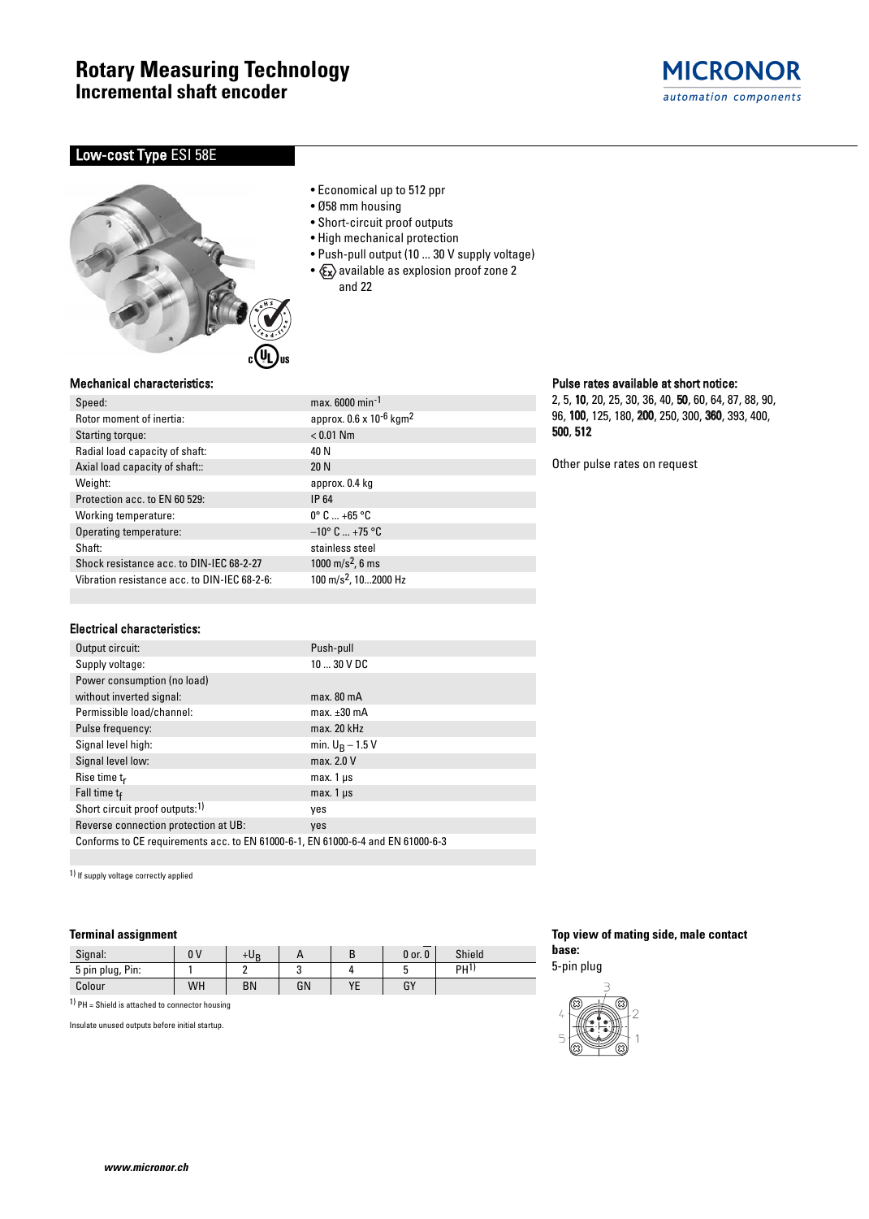# Rotary Measuring Technology
## Incremental shaft encoder

MICRONOR
automation components

## Low-cost Type ESI 58E

- Economical up to 512 ppr
- Ø58 mm housing
- Short-circuit proof outputs
- High mechanical protection
- Push-pull output (10 ... 30 V supply voltage)
- Ex available as explosion proof zone 2 and 22

### Mechanical characteristics:

| | |
|---|---|
| Speed: | max. 6000 $min^{-1}$ |
| Rotor moment of inertia: | approx. 0.6 x $10^{-6}$ $kgm^2$ |
| Starting torque: | < 0.01 Nm |
| Radial load capacity of shaft: | 40 N |
| Axial load capacity of shaft:: | 20 N |
| Weight: | approx. 0.4 kg |
| Protection acc. to EN 60 529: | IP 64 |
| Working temperature: | 0° C ... +65 °C |
| Operating temperature: | –10° C ... +75 °C |
| Shaft: | stainless steel |
| Shock resistance acc. to DIN-IEC 68-2-27 | 1000 $m/s^2$, 6 ms |
| Vibration resistance acc. to DIN-IEC 68-2-6: | 100 $m/s^2$, 10...2000 Hz |

### Pulse rates available at short notice:

2, 5, **10**, 20, 25, 30, 36, 40, **50**, 60, 64, 87, 88, 90, 96, **100**, 125, 180, **200**, 250, 300, **360**, 393, 400, **500**, **512**

Other pulse rates on request

### Electrical characteristics:

| | |
|---|---|
| Output circuit: | Push-pull |
| Supply voltage: | 10 ... 30 V DC |
| Power consumption (no load) | |
| without inverted signal: | max. 80 mA |
| Permissible load/channel: | max. ±30 mA |
| Pulse frequency: | max. 20 kHz |
| Signal level high: | min. $U_B$ – 1.5 V |
| Signal level low: | max. 2.0 V |
| Rise time $t_r$ | max. 1 µs |
| Fall time $t_f$ | max. 1 µs |
| Short circuit proof outputs:[1] | yes |
| Reverse connection protection at UB: | yes |
| Conforms to CE requirements acc. to EN 61000-6-1, EN 61000-6-4 and EN 61000-6-3 | |

[1] If supply voltage correctly applied

### Terminal assignment

| Signal: | 0 V | $+U_B$ | A | B | 0 or. $\overline{0}$ | Shield |
|---|---|---|---|---|---|---|
| 5 pin plug, Pin: | 1 | 2 | 3 | 4 | 5 | PH[1] |
| Colour | WH | BN | GN | YE | GY | |

[1] PH = Shield is attached to connector housing

Insulate unused outputs before initial startup.

### Top view of mating side, male contact base:

5-pin plug

www.micronor.ch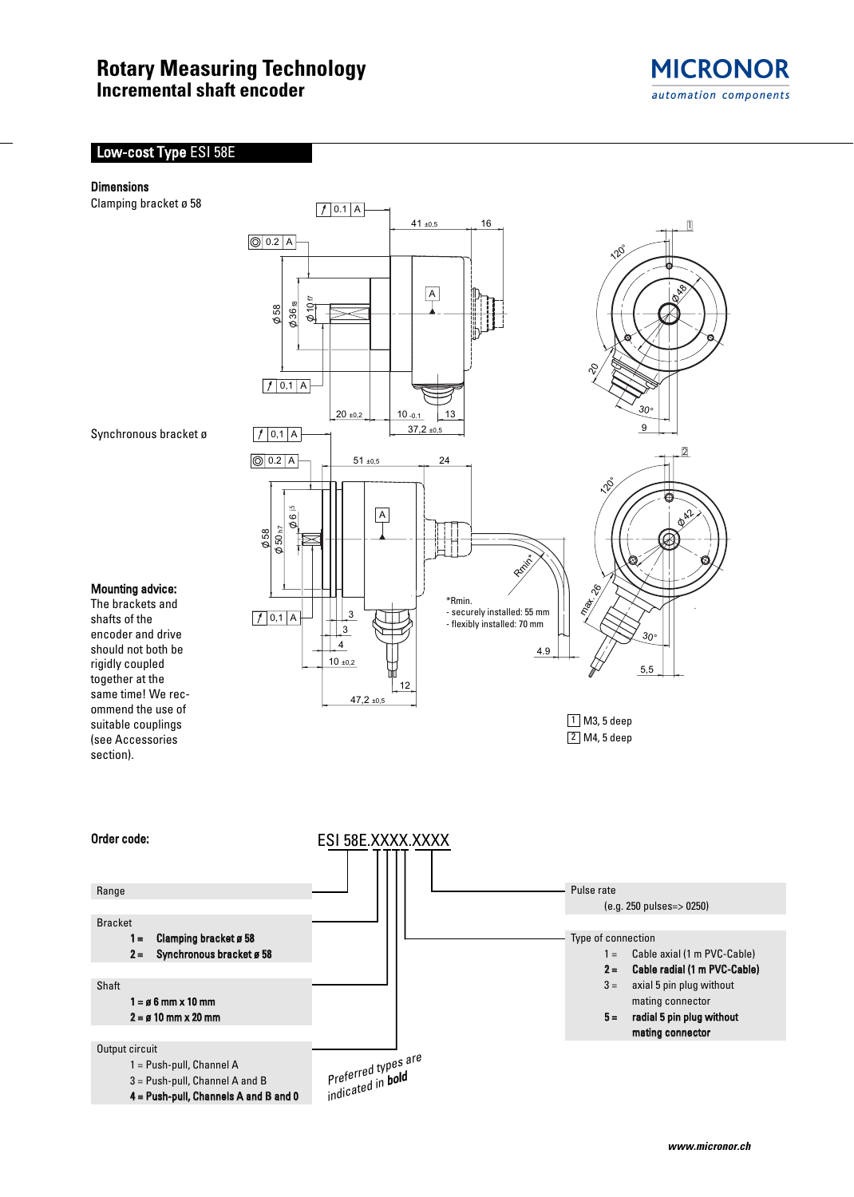# Rotary Measuring Technology
## Incremental shaft encoder

MICRONOR
automation components

## **Low-cost Type** ESI 58E

### Dimensions

Clamping bracket ø 58

0.1 A
0.2 A
41 ±0,5
16
Ø 58
Ø 36 g8
Ø 10 f7
A
0,1 A
20 ±0,2
10 -0,1
13
37,2 ±0,5
120°
Ø 48
20
30°
9
1

Synchronous bracket ø

0,1 A
0.2 A
51 ±0,5
24
Ø 58
Ø 50 h7
Ø 6 j5
A
Rmin*
0,1 A
3
3
4
10 ±0,2
12
47,2 ±0,5
4.9
120°
Ø 42
max. 26
30°
5,5
2

*Rmin.
- securely installed: 55 mm
- flexibly installed: 70 mm

1 M3, 5 deep
2 M4, 5 deep

**Mounting advice:**
The brackets and shafts of the encoder and drive should not both be rigidly coupled together at the same time! We recommend the use of suitable couplings (see Accessories section).

### Order code:

ESI 58E.XXXX.XXXX

**Range**

**Bracket**
- 1 = **Clamping bracket ø 58**
- 2 = **Synchronous bracket ø 58**

**Shaft**
- **1 = ø 6 mm x 10 mm**
- **2 = ø 10 mm x 20 mm**

**Output circuit**
- 1 = Push-pull, Channel A
- 3 = Push-pull, Channel A and B
- **4 = Push-pull, Channels A and B and 0**

**Pulse rate**
(e.g. 250 pulses=> 0250)

**Type of connection**
- 1 = Cable axial (1 m PVC-Cable)
- **2 = Cable radial (1 m PVC-Cable)**
- 3 = axial 5 pin plug without mating connector
- **5 = radial 5 pin plug without mating connector**

*Preferred types are indicated in **bold***

www.micronor.ch